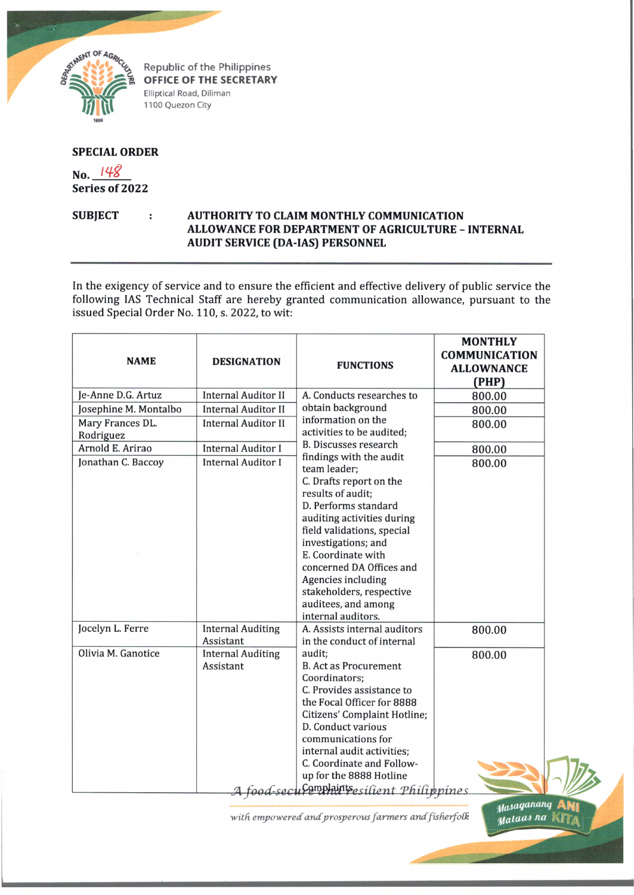Republic of the Philippines
**OFFICE OF THE SECRETARY**
Elliptical Road, Diliman
1100 Quezon City

**SPECIAL ORDER**

**No.** 148
**Series of 2022**

**SUBJECT : AUTHORITY TO CLAIM MONTHLY COMMUNICATION ALLOWANCE FOR DEPARTMENT OF AGRICULTURE – INTERNAL AUDIT SERVICE (DA-IAS) PERSONNEL**

In the exigency of service and to ensure the efficient and effective delivery of public service the following IAS Technical Staff are hereby granted communication allowance, pursuant to the issued Special Order No. 110, s. 2022, to wit:

| NAME | DESIGNATION | FUNCTIONS | MONTHLY COMMUNICATION ALLOWANCE (PHP) |
|---|---|---|---|
| Je-Anne D.G. Artuz | Internal Auditor II | A. Conducts researches to obtain background information on the activities to be audited; B. Discusses research findings with the audit team leader; C. Drafts report on the results of audit; D. Performs standard auditing activities during field validations, special investigations; and E. Coordinate with concerned DA Offices and Agencies including stakeholders, respective auditees, and among internal auditors. | 800.00 |
| Josephine M. Montalbo | Internal Auditor II | | 800.00 |
| Mary Frances DL. Rodriguez | Internal Auditor II | | 800.00 |
| Arnold E. Arirao | Internal Auditor I | | 800.00 |
| Jonathan C. Baccoy | Internal Auditor I | | 800.00 |
| Jocelyn L. Ferre | Internal Auditing Assistant | A. Assists internal auditors in the conduct of internal audit; B. Act as Procurement Coordinators; C. Provides assistance to the Focal Officer for 8888 Citizens' Complaint Hotline; D. Conduct various communications for internal audit activities; C. Coordinate and Follow-up for the 8888 Hotline Complaints | 800.00 |
| Olivia M. Ganotice | Internal Auditing Assistant | | 800.00 |

*A food-secure and resilient Philippines with empowered and prosperous farmers and fisherfolk*

Masaganang ANI Mataas na KITA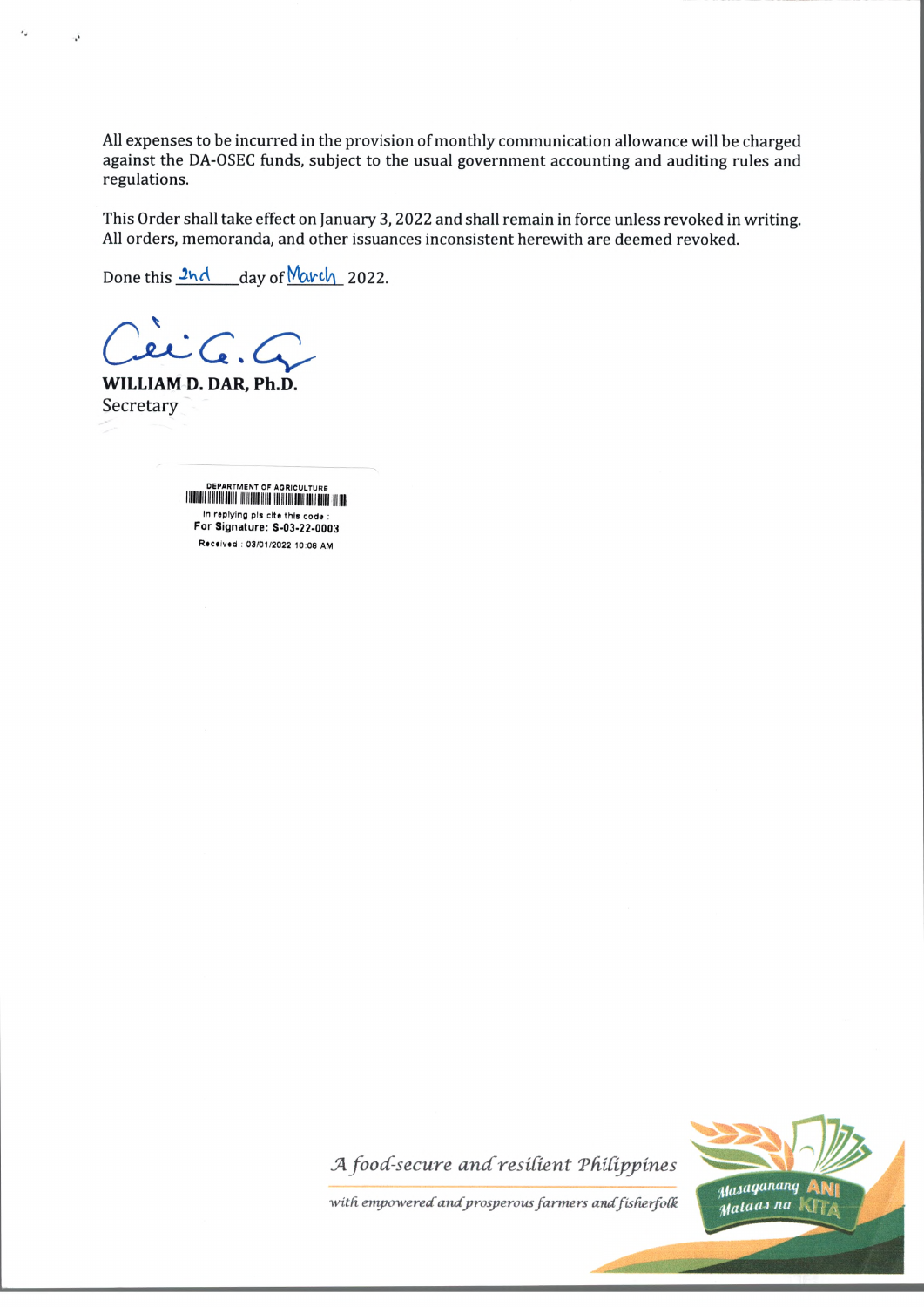All expenses to be incurred in the provision of monthly communication allowance will be charged against the DA-OSEC funds, subject to the usual government accounting and auditing rules and regulations.

This Order shall take effect on January 3, 2022 and shall remain in force unless revoked in writing. All orders, memoranda, and other issuances inconsistent herewith are deemed revoked.

Done this 2nd day of March 2022.

**WILLIAM D. DAR, Ph.D.**
Secretary

DEPARTMENT OF AGRICULTURE
In replying pls cite this code :
For Signature: S-03-22-0003
Received : 03/01/2022 10:08 AM

*A food-secure and resilient Philippines*

*with empowered and prosperous farmers and fisherfolk*

Masaganang ANI Mataas na KITA